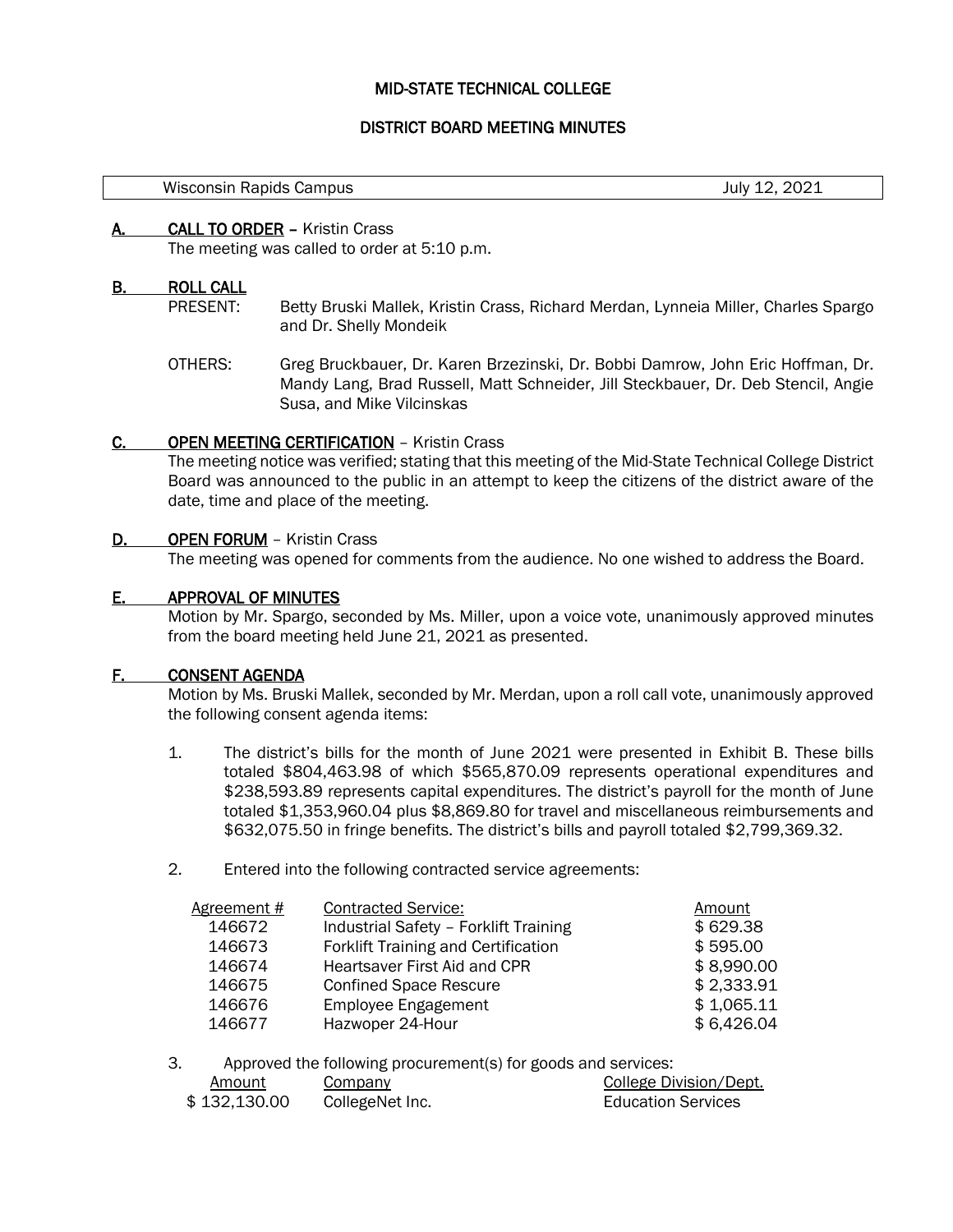# MID-STATE TECHNICAL COLLEGE

## DISTRICT BOARD MEETING MINUTES

| Wisconsin Rapids Campus | July 12, 2021 |
| --- | --- |

**A. CALL TO ORDER** – Kristin Crass

The meeting was called to order at 5:10 p.m.

**B. ROLL CALL**

PRESENT: Betty Bruski Mallek, Kristin Crass, Richard Merdan, Lynneia Miller, Charles Spargo and Dr. Shelly Mondeik

OTHERS: Greg Bruckbauer, Dr. Karen Brzezinski, Dr. Bobbi Damrow, John Eric Hoffman, Dr. Mandy Lang, Brad Russell, Matt Schneider, Jill Steckbauer, Dr. Deb Stencil, Angie Susa, and Mike Vilcinskas

**C. OPEN MEETING CERTIFICATION** – Kristin Crass

The meeting notice was verified; stating that this meeting of the Mid-State Technical College District Board was announced to the public in an attempt to keep the citizens of the district aware of the date, time and place of the meeting.

**D. OPEN FORUM** – Kristin Crass

The meeting was opened for comments from the audience. No one wished to address the Board.

**E. APPROVAL OF MINUTES**

Motion by Mr. Spargo, seconded by Ms. Miller, upon a voice vote, unanimously approved minutes from the board meeting held June 21, 2021 as presented.

**F. CONSENT AGENDA**

Motion by Ms. Bruski Mallek, seconded by Mr. Merdan, upon a roll call vote, unanimously approved the following consent agenda items:

1. The district's bills for the month of June 2021 were presented in Exhibit B. These bills totaled $804,463.98 of which $565,870.09 represents operational expenditures and $238,593.89 represents capital expenditures. The district's payroll for the month of June totaled $1,353,960.04 plus $8,869.80 for travel and miscellaneous reimbursements and $632,075.50 in fringe benefits. The district's bills and payroll totaled $2,799,369.32.

2. Entered into the following contracted service agreements:

| Agreement # | Contracted Service: | Amount |
| --- | --- | --- |
| 146672 | Industrial Safety – Forklift Training | $ 629.38 |
| 146673 | Forklift Training and Certification | $ 595.00 |
| 146674 | Heartsaver First Aid and CPR | $ 8,990.00 |
| 146675 | Confined Space Rescure | $ 2,333.91 |
| 146676 | Employee Engagement | $ 1,065.11 |
| 146677 | Hazwoper 24-Hour | $ 6,426.04 |

3. Approved the following procurement(s) for goods and services:

| Amount | Company | College Division/Dept. |
| --- | --- | --- |
| $ 132,130.00 | CollegeNet Inc. | Education Services |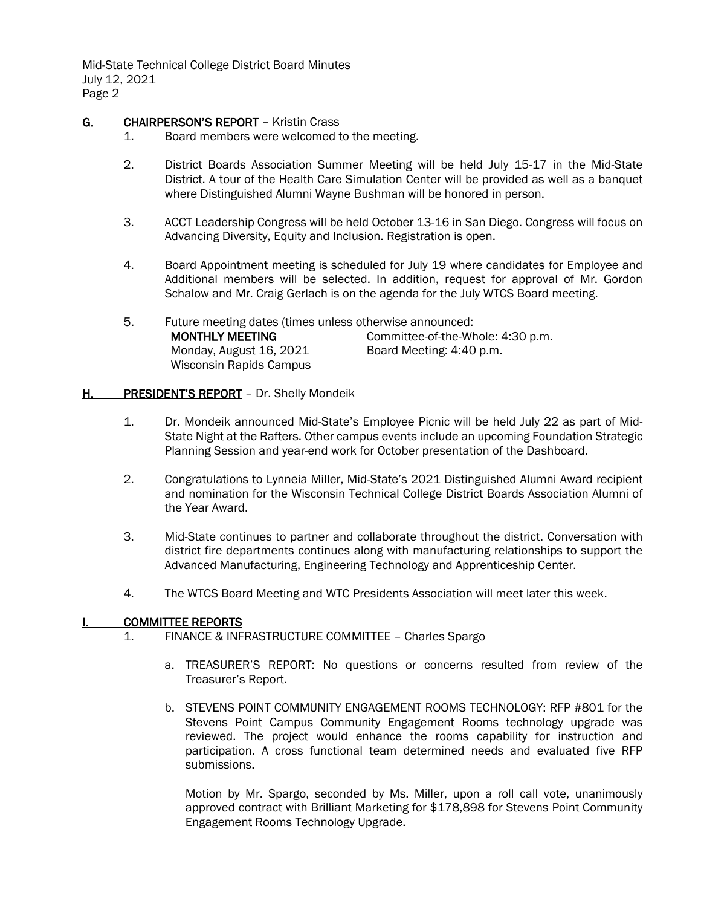## G. CHAIRPERSON'S REPORT – Kristin Crass

1. Board members were welcomed to the meeting.

2. District Boards Association Summer Meeting will be held July 15-17 in the Mid-State District. A tour of the Health Care Simulation Center will be provided as well as a banquet where Distinguished Alumni Wayne Bushman will be honored in person.

3. ACCT Leadership Congress will be held October 13-16 in San Diego. Congress will focus on Advancing Diversity, Equity and Inclusion. Registration is open.

4. Board Appointment meeting is scheduled for July 19 where candidates for Employee and Additional members will be selected. In addition, request for approval of Mr. Gordon Schalow and Mr. Craig Gerlach is on the agenda for the July WTCS Board meeting.

5. Future meeting dates (times unless otherwise announced:

   **MONTHLY MEETING** — Committee-of-the-Whole: 4:30 p.m.
   Monday, August 16, 2021 — Board Meeting: 4:40 p.m.
   Wisconsin Rapids Campus

## H. PRESIDENT'S REPORT – Dr. Shelly Mondeik

1. Dr. Mondeik announced Mid-State's Employee Picnic will be held July 22 as part of Mid-State Night at the Rafters. Other campus events include an upcoming Foundation Strategic Planning Session and year-end work for October presentation of the Dashboard.

2. Congratulations to Lynneia Miller, Mid-State's 2021 Distinguished Alumni Award recipient and nomination for the Wisconsin Technical College District Boards Association Alumni of the Year Award.

3. Mid-State continues to partner and collaborate throughout the district. Conversation with district fire departments continues along with manufacturing relationships to support the Advanced Manufacturing, Engineering Technology and Apprenticeship Center.

4. The WTCS Board Meeting and WTC Presidents Association will meet later this week.

## I. COMMITTEE REPORTS

1. FINANCE & INFRASTRUCTURE COMMITTEE – Charles Spargo

   a. TREASURER'S REPORT: No questions or concerns resulted from review of the Treasurer's Report.

   b. STEVENS POINT COMMUNITY ENGAGEMENT ROOMS TECHNOLOGY: RFP #801 for the Stevens Point Campus Community Engagement Rooms technology upgrade was reviewed. The project would enhance the rooms capability for instruction and participation. A cross functional team determined needs and evaluated five RFP submissions.

      Motion by Mr. Spargo, seconded by Ms. Miller, upon a roll call vote, unanimously approved contract with Brilliant Marketing for $178,898 for Stevens Point Community Engagement Rooms Technology Upgrade.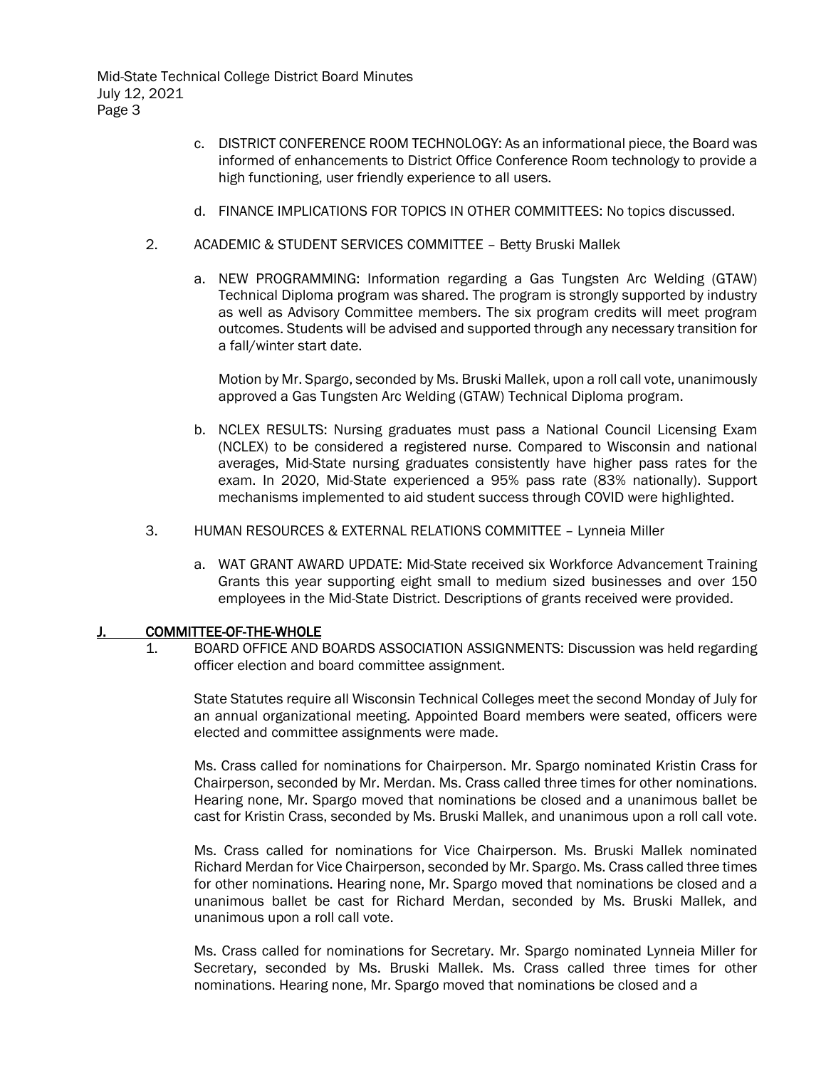c. DISTRICT CONFERENCE ROOM TECHNOLOGY: As an informational piece, the Board was informed of enhancements to District Office Conference Room technology to provide a high functioning, user friendly experience to all users.

d. FINANCE IMPLICATIONS FOR TOPICS IN OTHER COMMITTEES: No topics discussed.

2. ACADEMIC & STUDENT SERVICES COMMITTEE – Betty Bruski Mallek

   a. NEW PROGRAMMING: Information regarding a Gas Tungsten Arc Welding (GTAW) Technical Diploma program was shared. The program is strongly supported by industry as well as Advisory Committee members. The six program credits will meet program outcomes. Students will be advised and supported through any necessary transition for a fall/winter start date.

   Motion by Mr. Spargo, seconded by Ms. Bruski Mallek, upon a roll call vote, unanimously approved a Gas Tungsten Arc Welding (GTAW) Technical Diploma program.

   b. NCLEX RESULTS: Nursing graduates must pass a National Council Licensing Exam (NCLEX) to be considered a registered nurse. Compared to Wisconsin and national averages, Mid-State nursing graduates consistently have higher pass rates for the exam. In 2020, Mid-State experienced a 95% pass rate (83% nationally). Support mechanisms implemented to aid student success through COVID were highlighted.

3. HUMAN RESOURCES & EXTERNAL RELATIONS COMMITTEE – Lynneia Miller

   a. WAT GRANT AWARD UPDATE: Mid-State received six Workforce Advancement Training Grants this year supporting eight small to medium sized businesses and over 150 employees in the Mid-State District. Descriptions of grants received were provided.

## J. COMMITTEE-OF-THE-WHOLE

1. BOARD OFFICE AND BOARDS ASSOCIATION ASSIGNMENTS: Discussion was held regarding officer election and board committee assignment.

   State Statutes require all Wisconsin Technical Colleges meet the second Monday of July for an annual organizational meeting. Appointed Board members were seated, officers were elected and committee assignments were made.

   Ms. Crass called for nominations for Chairperson. Mr. Spargo nominated Kristin Crass for Chairperson, seconded by Mr. Merdan. Ms. Crass called three times for other nominations. Hearing none, Mr. Spargo moved that nominations be closed and a unanimous ballet be cast for Kristin Crass, seconded by Ms. Bruski Mallek, and unanimous upon a roll call vote.

   Ms. Crass called for nominations for Vice Chairperson. Ms. Bruski Mallek nominated Richard Merdan for Vice Chairperson, seconded by Mr. Spargo. Ms. Crass called three times for other nominations. Hearing none, Mr. Spargo moved that nominations be closed and a unanimous ballet be cast for Richard Merdan, seconded by Ms. Bruski Mallek, and unanimous upon a roll call vote.

   Ms. Crass called for nominations for Secretary. Mr. Spargo nominated Lynneia Miller for Secretary, seconded by Ms. Bruski Mallek. Ms. Crass called three times for other nominations. Hearing none, Mr. Spargo moved that nominations be closed and a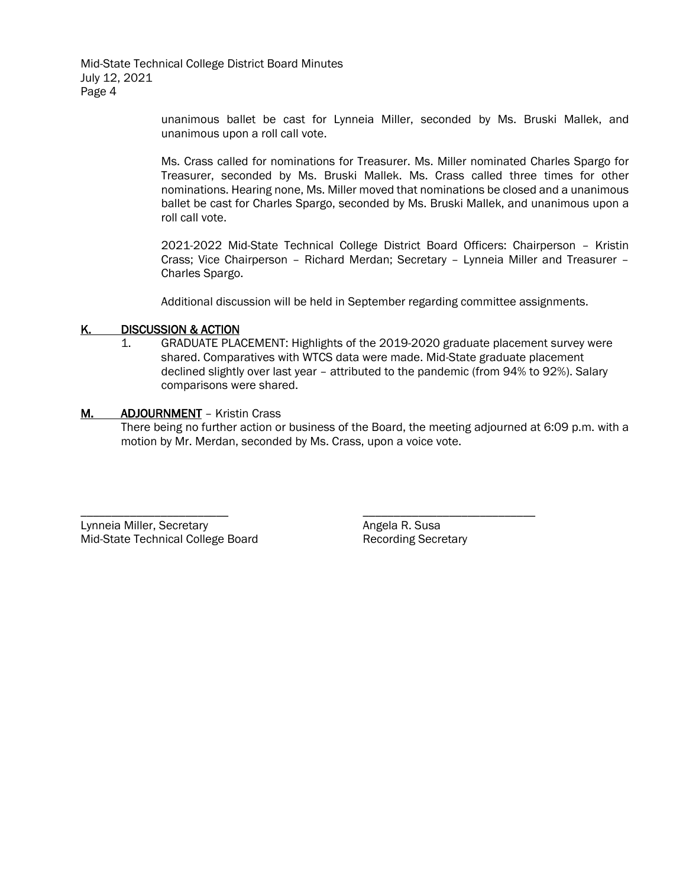unanimous ballet be cast for Lynneia Miller, seconded by Ms. Bruski Mallek, and unanimous upon a roll call vote.

Ms. Crass called for nominations for Treasurer. Ms. Miller nominated Charles Spargo for Treasurer, seconded by Ms. Bruski Mallek. Ms. Crass called three times for other nominations. Hearing none, Ms. Miller moved that nominations be closed and a unanimous ballet be cast for Charles Spargo, seconded by Ms. Bruski Mallek, and unanimous upon a roll call vote.

2021-2022 Mid-State Technical College District Board Officers: Chairperson – Kristin Crass; Vice Chairperson – Richard Merdan; Secretary – Lynneia Miller and Treasurer – Charles Spargo.

Additional discussion will be held in September regarding committee assignments.

## K. DISCUSSION & ACTION

1. GRADUATE PLACEMENT: Highlights of the 2019-2020 graduate placement survey were shared. Comparatives with WTCS data were made. Mid-State graduate placement declined slightly over last year – attributed to the pandemic (from 94% to 92%). Salary comparisons were shared.

## M. ADJOURNMENT – Kristin Crass

There being no further action or business of the Board, the meeting adjourned at 6:09 p.m. with a motion by Mr. Merdan, seconded by Ms. Crass, upon a voice vote.

\_\_\_\_\_\_\_\_\_\_\_\_\_\_\_\_\_\_\_\_\_\_\_\_
Lynneia Miller, Secretary
Mid-State Technical College Board

\_\_\_\_\_\_\_\_\_\_\_\_\_\_\_\_\_\_\_\_\_\_\_\_\_\_\_\_
Angela R. Susa
Recording Secretary